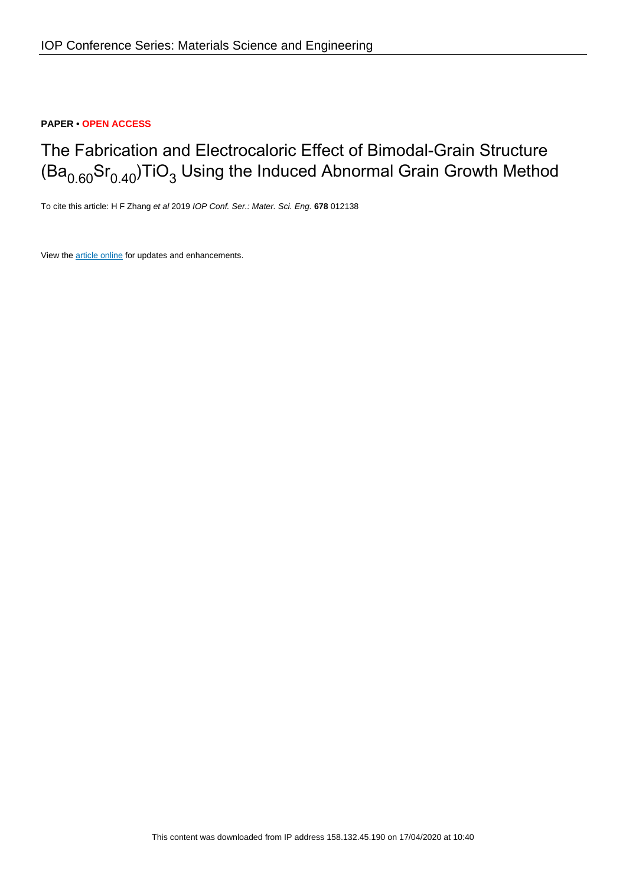**PAPER • OPEN ACCESS**

# The Fabrication and Electrocaloric Effect of Bimodal-Grain Structure $(Ba_{0.60}Sr_{0.40})TiO_3$ Using the Induced Abnormal Grain Growth Method

To cite this article: H F Zhang *et al* 2019 *IOP Conf. Ser.: Mater. Sci. Eng.* **678** 012138

View the article online for updates and enhancements.

This content was downloaded from IP address 158.132.45.190 on 17/04/2020 at 10:40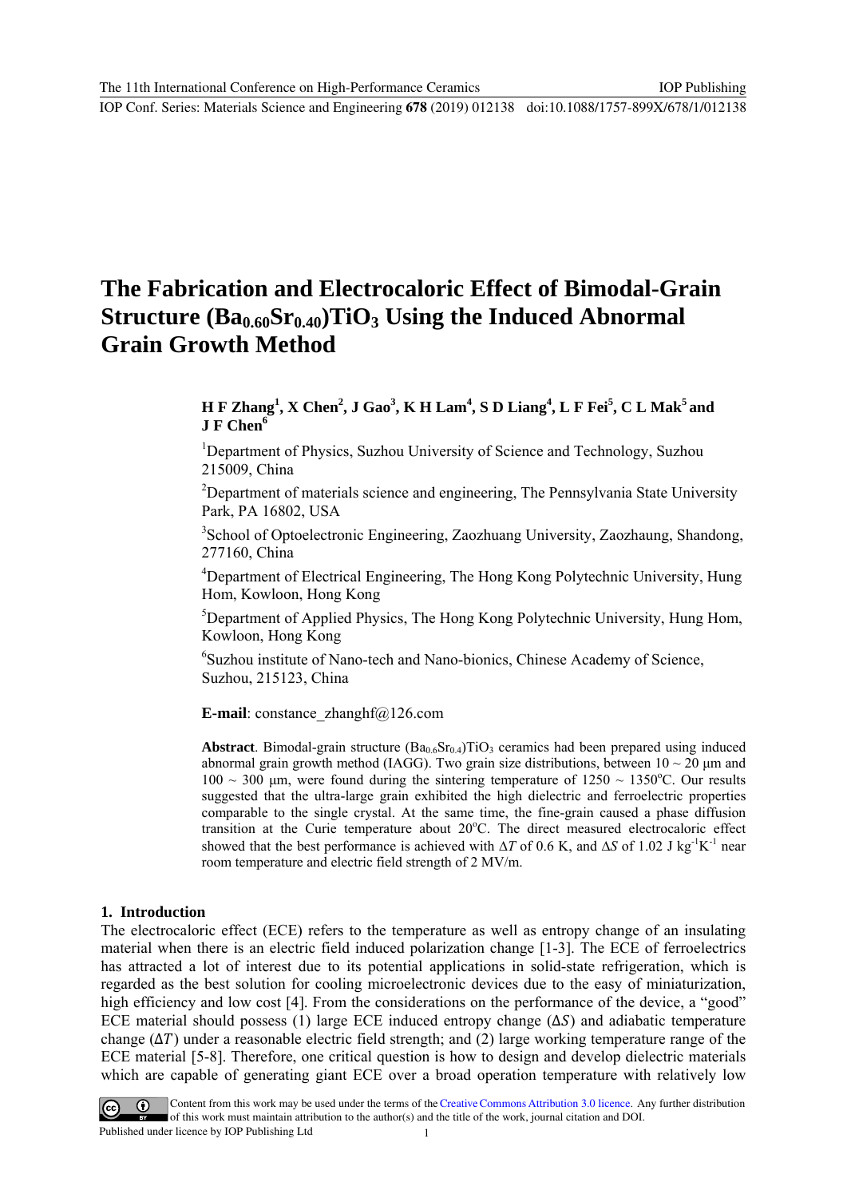# The Fabrication and Electrocaloric Effect of Bimodal-Grain Structure $(Ba_{0.60}Sr_{0.40})TiO_3$ Using the Induced Abnormal Grain Growth Method

**H F Zhang[1], X Chen[2], J Gao[3], K H Lam[4], S D Liang[4], L F Fei[5], C L Mak[5] and J F Chen[6]**

[1]Department of Physics, Suzhou University of Science and Technology, Suzhou 215009, China

[2]Department of materials science and engineering, The Pennsylvania State University Park, PA 16802, USA

[3]School of Optoelectronic Engineering, Zaozhuang University, Zaozhaung, Shandong, 277160, China

[4]Department of Electrical Engineering, The Hong Kong Polytechnic University, Hung Hom, Kowloon, Hong Kong

[5]Department of Applied Physics, The Hong Kong Polytechnic University, Hung Hom, Kowloon, Hong Kong

[6]Suzhou institute of Nano-tech and Nano-bionics, Chinese Academy of Science, Suzhou, 215123, China

**E-mail**: constance_zhanghf@126.com

**Abstract**. Bimodal-grain structure $(Ba_{0.6}Sr_{0.4})TiO_3$ ceramics had been prepared using induced abnormal grain growth method (IAGG). Two grain size distributions, between 10 ~ 20 μm and 100 ~ 300 μm, were found during the sintering temperature of 1250 ~ 1350°C. Our results suggested that the ultra-large grain exhibited the high dielectric and ferroelectric properties comparable to the single crystal. At the same time, the fine-grain caused a phase diffusion transition at the Curie temperature about 20°C. The direct measured electrocaloric effect showed that the best performance is achieved with $\Delta T$ of 0.6 K, and $\Delta S$ of 1.02 J kg$^{-1}$K$^{-1}$ near room temperature and electric field strength of 2 MV/m.

## 1. Introduction

The electrocaloric effect (ECE) refers to the temperature as well as entropy change of an insulating material when there is an electric field induced polarization change [1-3]. The ECE of ferroelectrics has attracted a lot of interest due to its potential applications in solid-state refrigeration, which is regarded as the best solution for cooling microelectronic devices due to the easy of miniaturization, high efficiency and low cost [4]. From the considerations on the performance of the device, a "good" ECE material should possess (1) large ECE induced entropy change ($\Delta S$) and adiabatic temperature change ($\Delta T$) under a reasonable electric field strength; and (2) large working temperature range of the ECE material [5-8]. Therefore, one critical question is how to design and develop dielectric materials which are capable of generating giant ECE over a broad operation temperature with relatively low

Content from this work may be used under the terms of the Creative Commons Attribution 3.0 licence. Any further distribution of this work must maintain attribution to the author(s) and the title of the work, journal citation and DOI.
Published under licence by IOP Publishing Ltd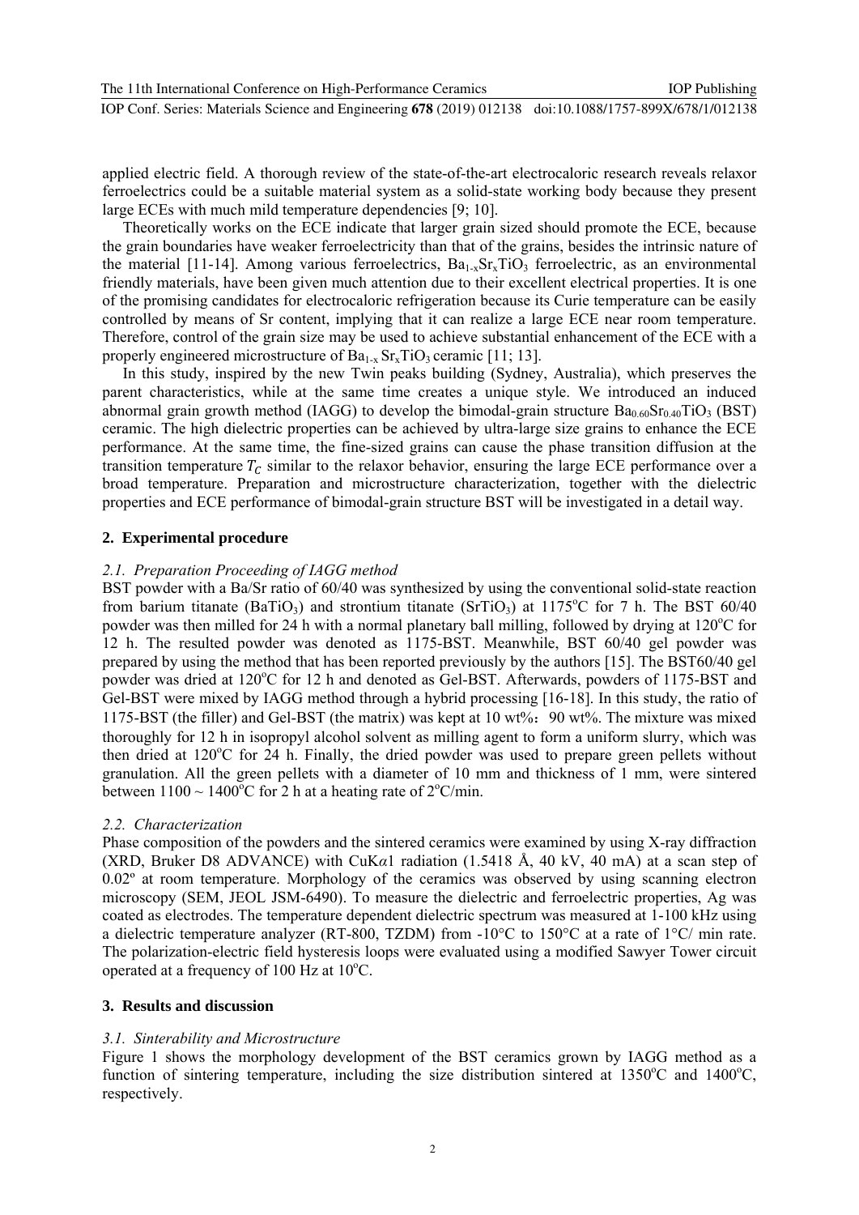applied electric field. A thorough review of the state-of-the-art electrocaloric research reveals relaxor ferroelectrics could be a suitable material system as a solid-state working body because they present large ECEs with much mild temperature dependencies [9; 10].

Theoretically works on the ECE indicate that larger grain sized should promote the ECE, because the grain boundaries have weaker ferroelectricity than that of the grains, besides the intrinsic nature of the material [11-14]. Among various ferroelectrics, $Ba_{1-x}Sr_xTiO_3$ ferroelectric, as an environmental friendly materials, have been given much attention due to their excellent electrical properties. It is one of the promising candidates for electrocaloric refrigeration because its Curie temperature can be easily controlled by means of Sr content, implying that it can realize a large ECE near room temperature. Therefore, control of the grain size may be used to achieve substantial enhancement of the ECE with a properly engineered microstructure of $Ba_{1-x}Sr_xTiO_3$ ceramic [11; 13].

In this study, inspired by the new Twin peaks building (Sydney, Australia), which preserves the parent characteristics, while at the same time creates a unique style. We introduced an induced abnormal grain growth method (IAGG) to develop the bimodal-grain structure $Ba_{0.60}Sr_{0.40}TiO_3$ (BST) ceramic. The high dielectric properties can be achieved by ultra-large size grains to enhance the ECE performance. At the same time, the fine-sized grains can cause the phase transition diffusion at the transition temperature $T_C$ similar to the relaxor behavior, ensuring the large ECE performance over a broad temperature. Preparation and microstructure characterization, together with the dielectric properties and ECE performance of bimodal-grain structure BST will be investigated in a detail way.

## 2. Experimental procedure

### *2.1. Preparation Proceeding of IAGG method*

BST powder with a Ba/Sr ratio of 60/40 was synthesized by using the conventional solid-state reaction from barium titanate ($BaTiO_3$) and strontium titanate ($SrTiO_3$) at 1175°C for 7 h. The BST 60/40 powder was then milled for 24 h with a normal planetary ball milling, followed by drying at 120°C for 12 h. The resulted powder was denoted as 1175-BST. Meanwhile, BST 60/40 gel powder was prepared by using the method that has been reported previously by the authors [15]. The BST60/40 gel powder was dried at 120°C for 12 h and denoted as Gel-BST. Afterwards, powders of 1175-BST and Gel-BST were mixed by IAGG method through a hybrid processing [16-18]. In this study, the ratio of 1175-BST (the filler) and Gel-BST (the matrix) was kept at 10 wt%：90 wt%. The mixture was mixed thoroughly for 12 h in isopropyl alcohol solvent as milling agent to form a uniform slurry, which was then dried at 120°C for 24 h. Finally, the dried powder was used to prepare green pellets without granulation. All the green pellets with a diameter of 10 mm and thickness of 1 mm, were sintered between 1100 ~ 1400°C for 2 h at a heating rate of 2°C/min.

### *2.2. Characterization*

Phase composition of the powders and the sintered ceramics were examined by using X-ray diffraction (XRD, Bruker D8 ADVANCE) with CuK$\alpha$1 radiation (1.5418 Å, 40 kV, 40 mA) at a scan step of 0.02° at room temperature. Morphology of the ceramics was observed by using scanning electron microscopy (SEM, JEOL JSM-6490). To measure the dielectric and ferroelectric properties, Ag was coated as electrodes. The temperature dependent dielectric spectrum was measured at 1-100 kHz using a dielectric temperature analyzer (RT-800, TZDM) from -10°C to 150°C at a rate of 1°C/ min rate. The polarization-electric field hysteresis loops were evaluated using a modified Sawyer Tower circuit operated at a frequency of 100 Hz at 10°C.

## 3. Results and discussion

### *3.1. Sinterability and Microstructure*

Figure 1 shows the morphology development of the BST ceramics grown by IAGG method as a function of sintering temperature, including the size distribution sintered at 1350°C and 1400°C, respectively.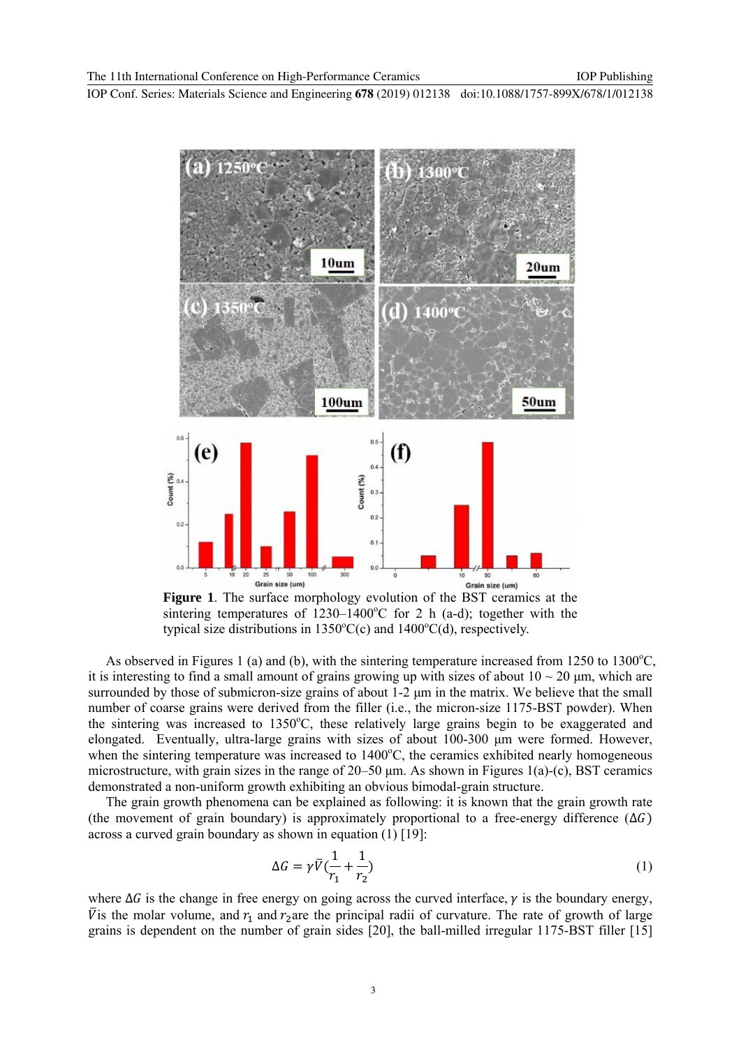**Figure 1**. The surface morphology evolution of the BST ceramics at the sintering temperatures of 1230–1400°C for 2 h (a-d); together with the typical size distributions in 1350°C(c) and 1400°C(d), respectively.

As observed in Figures 1 (a) and (b), with the sintering temperature increased from 1250 to 1300°C, it is interesting to find a small amount of grains growing up with sizes of about 10 ~ 20 μm, which are surrounded by those of submicron-size grains of about 1-2 μm in the matrix. We believe that the small number of coarse grains were derived from the filler (i.e., the micron-size 1175-BST powder). When the sintering was increased to 1350°C, these relatively large grains begin to be exaggerated and elongated. Eventually, ultra-large grains with sizes of about 100-300 μm were formed. However, when the sintering temperature was increased to 1400°C, the ceramics exhibited nearly homogeneous microstructure, with grain sizes in the range of 20–50 μm. As shown in Figures 1(a)-(c), BST ceramics demonstrated a non-uniform growth exhibiting an obvious bimodal-grain structure.

The grain growth phenomena can be explained as following: it is known that the grain growth rate (the movement of grain boundary) is approximately proportional to a free-energy difference ($\Delta G$) across a curved grain boundary as shown in equation (1) [19]:

$$\Delta G = \gamma \bar{V}\left(\frac{1}{r_1} + \frac{1}{r_2}\right) \tag{1}$$

where $\Delta G$ is the change in free energy on going across the curved interface, $\gamma$ is the boundary energy, $\bar{V}$ is the molar volume, and $r_1$ and $r_2$ are the principal radii of curvature. The rate of growth of large grains is dependent on the number of grain sides [20], the ball-milled irregular 1175-BST filler [15]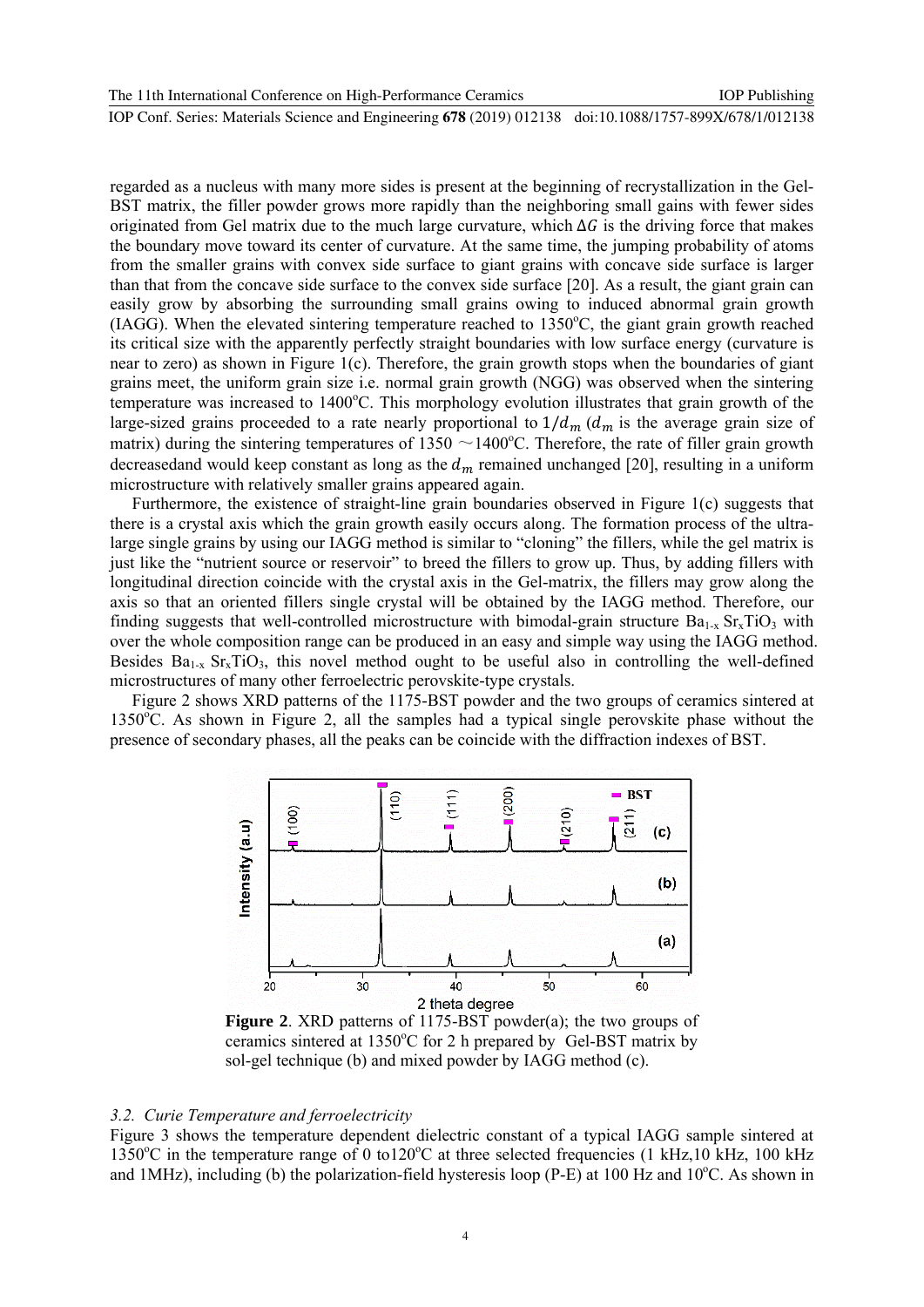regarded as a nucleus with many more sides is present at the beginning of recrystallization in the Gel-BST matrix, the filler powder grows more rapidly than the neighboring small gains with fewer sides originated from Gel matrix due to the much large curvature, which $\Delta G$ is the driving force that makes the boundary move toward its center of curvature. At the same time, the jumping probability of atoms from the smaller grains with convex side surface to giant grains with concave side surface is larger than that from the concave side surface to the convex side surface [20]. As a result, the giant grain can easily grow by absorbing the surrounding small grains owing to induced abnormal grain growth (IAGG). When the elevated sintering temperature reached to 1350°C, the giant grain growth reached its critical size with the apparently perfectly straight boundaries with low surface energy (curvature is near to zero) as shown in Figure 1(c). Therefore, the grain growth stops when the boundaries of giant grains meet, the uniform grain size i.e. normal grain growth (NGG) was observed when the sintering temperature was increased to 1400°C. This morphology evolution illustrates that grain growth of the large-sized grains proceeded to a rate nearly proportional to $1/d_m$ ($d_m$ is the average grain size of matrix) during the sintering temperatures of 1350 ~1400°C. Therefore, the rate of filler grain growth decreasedand would keep constant as long as the $d_m$ remained unchanged [20], resulting in a uniform microstructure with relatively smaller grains appeared again.

Furthermore, the existence of straight-line grain boundaries observed in Figure 1(c) suggests that there is a crystal axis which the grain growth easily occurs along. The formation process of the ultra-large single grains by using our IAGG method is similar to "cloning" the fillers, while the gel matrix is just like the "nutrient source or reservoir" to breed the fillers to grow up. Thus, by adding fillers with longitudinal direction coincide with the crystal axis in the Gel-matrix, the fillers may grow along the axis so that an oriented fillers single crystal will be obtained by the IAGG method. Therefore, our finding suggests that well-controlled microstructure with bimodal-grain structure $Ba_{1-x}Sr_xTiO_3$ with over the whole composition range can be produced in an easy and simple way using the IAGG method. Besides $Ba_{1-x}Sr_xTiO_3$, this novel method ought to be useful also in controlling the well-defined microstructures of many other ferroelectric perovskite-type crystals.

Figure 2 shows XRD patterns of the 1175-BST powder and the two groups of ceramics sintered at 1350°C. As shown in Figure 2, all the samples had a typical single perovskite phase without the presence of secondary phases, all the peaks can be coincide with the diffraction indexes of BST.

**Figure 2**. XRD patterns of 1175-BST powder(a); the two groups of ceramics sintered at 1350°C for 2 h prepared by Gel-BST matrix by sol-gel technique (b) and mixed powder by IAGG method (c).

### 3.2. *Curie Temperature and ferroelectricity*

Figure 3 shows the temperature dependent dielectric constant of a typical IAGG sample sintered at 1350°C in the temperature range of 0 to120°C at three selected frequencies (1 kHz,10 kHz, 100 kHz and 1MHz), including (b) the polarization-field hysteresis loop (P-E) at 100 Hz and 10°C. As shown in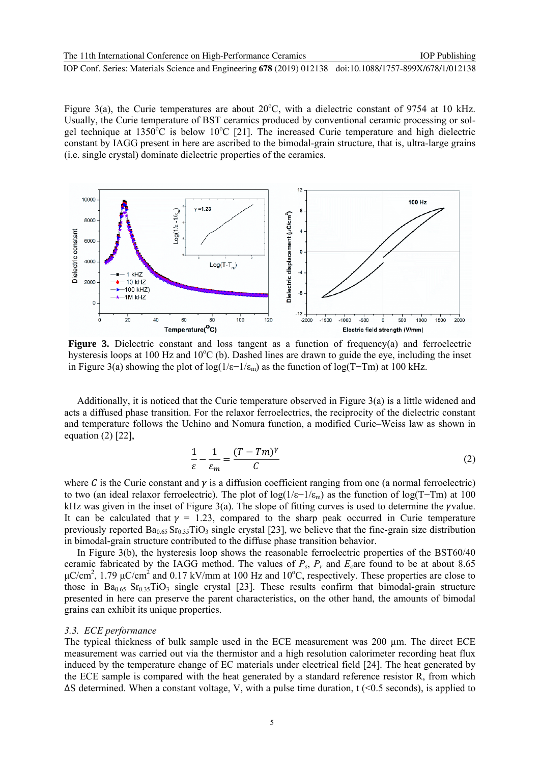Figure 3(a), the Curie temperatures are about 20°C, with a dielectric constant of 9754 at 10 kHz. Usually, the Curie temperature of BST ceramics produced by conventional ceramic processing or sol-gel technique at 1350°C is below 10°C [21]. The increased Curie temperature and high dielectric constant by IAGG present in here are ascribed to the bimodal-grain structure, that is, ultra-large grains (i.e. single crystal) dominate dielectric properties of the ceramics.

**Figure 3.** Dielectric constant and loss tangent as a function of frequency(a) and ferroelectric hysteresis loops at 100 Hz and 10°C (b). Dashed lines are drawn to guide the eye, including the inset in Figure 3(a) showing the plot of log(1/ε−1/$\varepsilon_m$) as the function of log(T−Tm) at 100 kHz.

Additionally, it is noticed that the Curie temperature observed in Figure 3(a) is a little widened and acts a diffused phase transition. For the relaxor ferroelectrics, the reciprocity of the dielectric constant and temperature follows the Uchino and Nomura function, a modified Curie–Weiss law as shown in equation (2) [22],

$$\frac{1}{\varepsilon} - \frac{1}{\varepsilon_m} = \frac{(T - Tm)^{\gamma}}{C} \tag{2}$$

where $C$ is the Curie constant and $\gamma$ is a diffusion coefficient ranging from one (a normal ferroelectric) to two (an ideal relaxor ferroelectric). The plot of log(1/ε−1/$\varepsilon_m$) as the function of log(T−Tm) at 100 kHz was given in the inset of Figure 3(a). The slope of fitting curves is used to determine the $\gamma$ value. It can be calculated that $\gamma$ = 1.23, compared to the sharp peak occurred in Curie temperature previously reported $Ba_{0.65}Sr_{0.35}TiO_3$ single crystal [23], we believe that the fine-grain size distribution in bimodal-grain structure contributed to the diffuse phase transition behavior.

In Figure 3(b), the hysteresis loop shows the reasonable ferroelectric properties of the BST60/40 ceramic fabricated by the IAGG method. The values of $P_s$, $P_r$ and $E_c$ are found to be at about 8.65 μC/cm$^2$, 1.79 μC/cm$^2$ and 0.17 kV/mm at 100 Hz and 10°C, respectively. These properties are close to those in $Ba_{0.65}Sr_{0.35}TiO_3$ single crystal [23]. These results confirm that bimodal-grain structure presented in here can preserve the parent characteristics, on the other hand, the amounts of bimodal grains can exhibit its unique properties.

### 3.3. ECE performance

The typical thickness of bulk sample used in the ECE measurement was 200 μm. The direct ECE measurement was carried out via the thermistor and a high resolution calorimeter recording heat flux induced by the temperature change of EC materials under electrical field [24]. The heat generated by the ECE sample is compared with the heat generated by a standard reference resistor R, from which ΔS determined. When a constant voltage, V, with a pulse time duration, t (<0.5 seconds), is applied to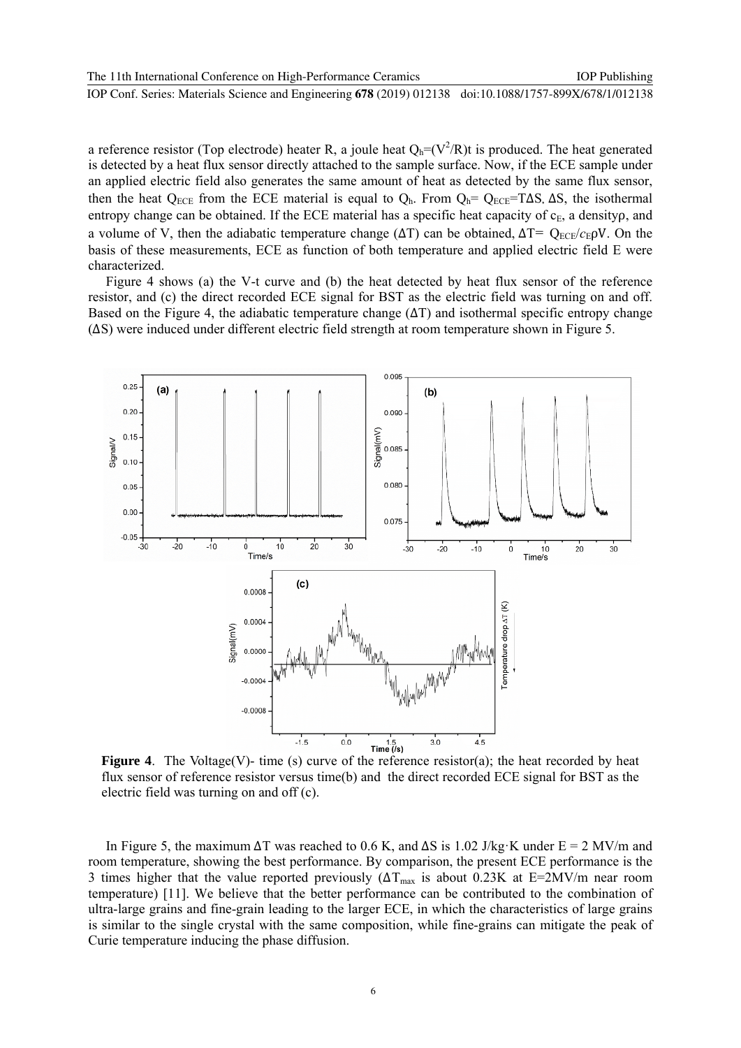a reference resistor (Top electrode) heater R, a joule heat $Q_h=(V^2/R)t$ is produced. The heat generated is detected by a heat flux sensor directly attached to the sample surface. Now, if the ECE sample under an applied electric field also generates the same amount of heat as detected by the same flux sensor, then the heat $Q_{ECE}$ from the ECE material is equal to $Q_h$. From $Q_h= Q_{ECE}=T\Delta S$, $\Delta S$, the isothermal entropy change can be obtained. If the ECE material has a specific heat capacity of $c_E$, a density$\rho$, and a volume of V, then the adiabatic temperature change ($\Delta T$) can be obtained, $\Delta T= Q_{ECE}/c_E\rho V$. On the basis of these measurements, ECE as function of both temperature and applied electric field E were characterized.

Figure 4 shows (a) the V-t curve and (b) the heat detected by heat flux sensor of the reference resistor, and (c) the direct recorded ECE signal for BST as the electric field was turning on and off. Based on the Figure 4, the adiabatic temperature change ($\Delta T$) and isothermal specific entropy change ($\Delta S$) were induced under different electric field strength at room temperature shown in Figure 5.

**Figure 4**. The Voltage(V)- time (s) curve of the reference resistor(a); the heat recorded by heat flux sensor of reference resistor versus time(b) and the direct recorded ECE signal for BST as the electric field was turning on and off (c).

In Figure 5, the maximum $\Delta T$ was reached to 0.6 K, and $\Delta S$ is 1.02 J/kg·K under E = 2 MV/m and room temperature, showing the best performance. By comparison, the present ECE performance is the 3 times higher that the value reported previously ($\Delta T_{max}$ is about 0.23K at E=2MV/m near room temperature) [11]. We believe that the better performance can be contributed to the combination of ultra-large grains and fine-grain leading to the larger ECE, in which the characteristics of large grains is similar to the single crystal with the same composition, while fine-grains can mitigate the peak of Curie temperature inducing the phase diffusion.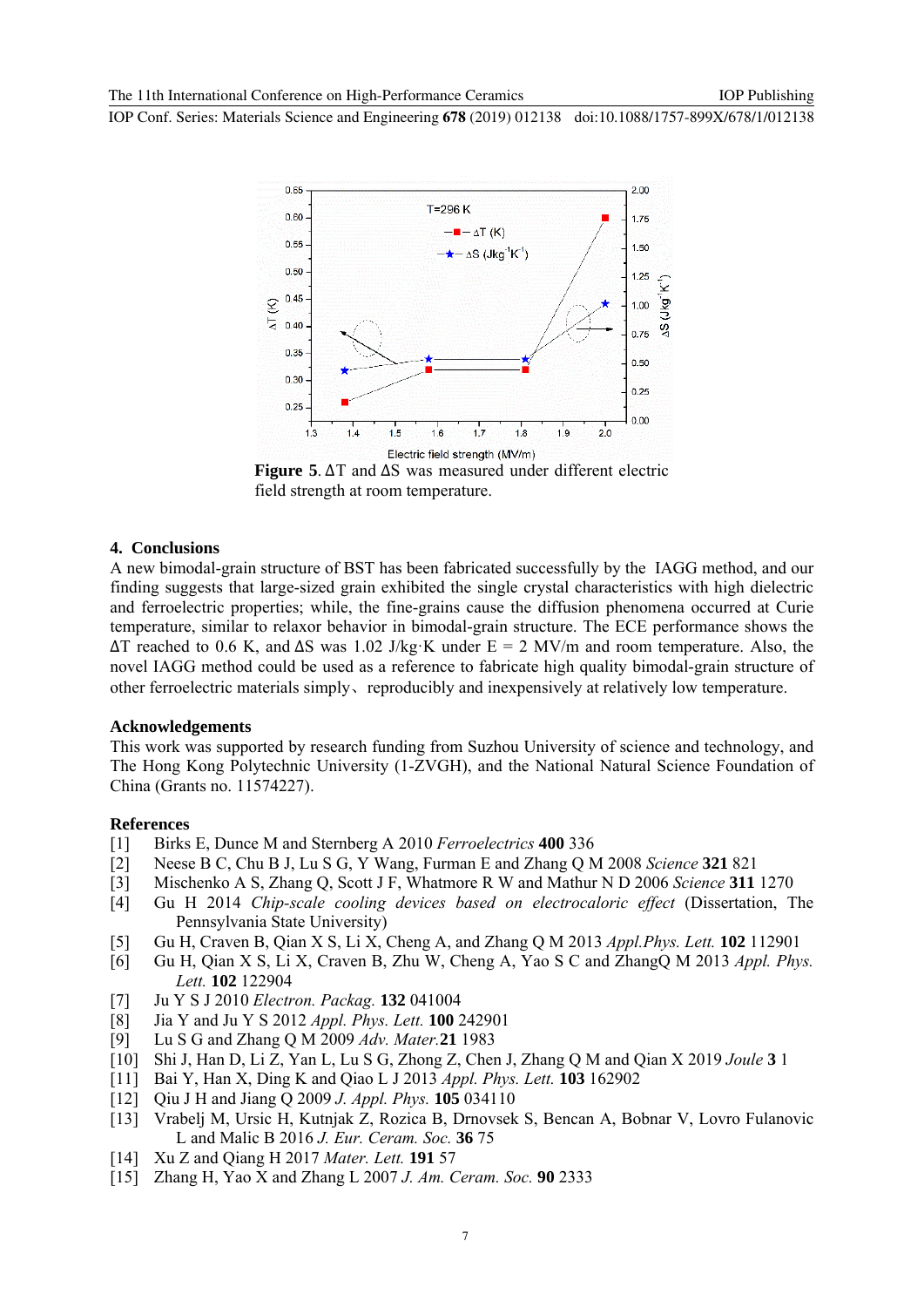**Figure 5**. ΔT and ΔS was measured under different electric field strength at room temperature.

## 4. Conclusions

A new bimodal-grain structure of BST has been fabricated successfully by the IAGG method, and our finding suggests that large-sized grain exhibited the single crystal characteristics with high dielectric and ferroelectric properties; while, the fine-grains cause the diffusion phenomena occurred at Curie temperature, similar to relaxor behavior in bimodal-grain structure. The ECE performance shows the ΔT reached to 0.6 K, and ΔS was 1.02 J/kg·K under E = 2 MV/m and room temperature. Also, the novel IAGG method could be used as a reference to fabricate high quality bimodal-grain structure of other ferroelectric materials simply、reproducibly and inexpensively at relatively low temperature.

## Acknowledgements

This work was supported by research funding from Suzhou University of science and technology, and The Hong Kong Polytechnic University (1-ZVGH), and the National Natural Science Foundation of China (Grants no. 11574227).

## References

[1] Birks E, Dunce M and Sternberg A 2010 *Ferroelectrics* **400** 336
[2] Neese B C, Chu B J, Lu S G, Y Wang, Furman E and Zhang Q M 2008 *Science* **321** 821
[3] Mischenko A S, Zhang Q, Scott J F, Whatmore R W and Mathur N D 2006 *Science* **311** 1270
[4] Gu H 2014 *Chip-scale cooling devices based on electrocaloric effect* (Dissertation, The Pennsylvania State University)
[5] Gu H, Craven B, Qian X S, Li X, Cheng A, and Zhang Q M 2013 *Appl.Phys. Lett.* **102** 112901
[6] Gu H, Qian X S, Li X, Craven B, Zhu W, Cheng A, Yao S C and ZhangQ M 2013 *Appl. Phys. Lett.* **102** 122904
[7] Ju Y S J 2010 *Electron. Packag.* **132** 041004
[8] Jia Y and Ju Y S 2012 *Appl. Phys. Lett.* **100** 242901
[9] Lu S G and Zhang Q M 2009 *Adv. Mater.***21** 1983
[10] Shi J, Han D, Li Z, Yan L, Lu S G, Zhong Z, Chen J, Zhang Q M and Qian X 2019 *Joule* **3** 1
[11] Bai Y, Han X, Ding K and Qiao L J 2013 *Appl. Phys. Lett.* **103** 162902
[12] Qiu J H and Jiang Q 2009 *J. Appl. Phys.* **105** 034110
[13] Vrabelj M, Ursic H, Kutnjak Z, Rozica B, Drnovsek S, Bencan A, Bobnar V, Lovro Fulanovic L and Malic B 2016 *J. Eur. Ceram. Soc.* **36** 75
[14] Xu Z and Qiang H 2017 *Mater. Lett.* **191** 57
[15] Zhang H, Yao X and Zhang L 2007 *J. Am. Ceram. Soc.* **90** 2333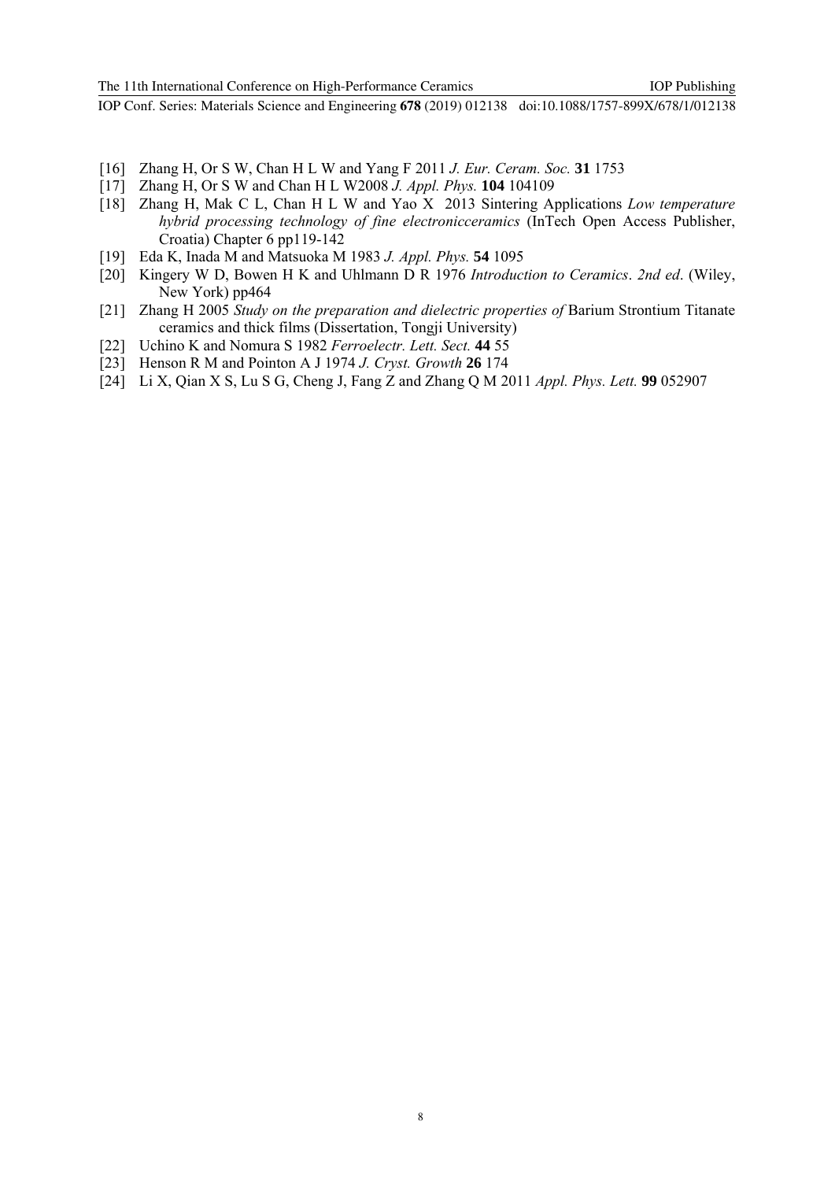[16] Zhang H, Or S W, Chan H L W and Yang F 2011 *J. Eur. Ceram. Soc.* **31** 1753

[17] Zhang H, Or S W and Chan H L W2008 *J. Appl. Phys.* **104** 104109

[18] Zhang H, Mak C L, Chan H L W and Yao X 2013 Sintering Applications *Low temperature hybrid processing technology of fine electronicceramics* (InTech Open Access Publisher, Croatia) Chapter 6 pp119-142

[19] Eda K, Inada M and Matsuoka M 1983 *J. Appl. Phys.* **54** 1095

[20] Kingery W D, Bowen H K and Uhlmann D R 1976 *Introduction to Ceramics*. *2nd ed*. (Wiley, New York) pp464

[21] Zhang H 2005 *Study on the preparation and dielectric properties of* Barium Strontium Titanate ceramics and thick films (Dissertation, Tongji University)

[22] Uchino K and Nomura S 1982 *Ferroelectr. Lett. Sect.* **44** 55

[23] Henson R M and Pointon A J 1974 *J. Cryst. Growth* **26** 174

[24] Li X, Qian X S, Lu S G, Cheng J, Fang Z and Zhang Q M 2011 *Appl. Phys. Lett.* **99** 052907